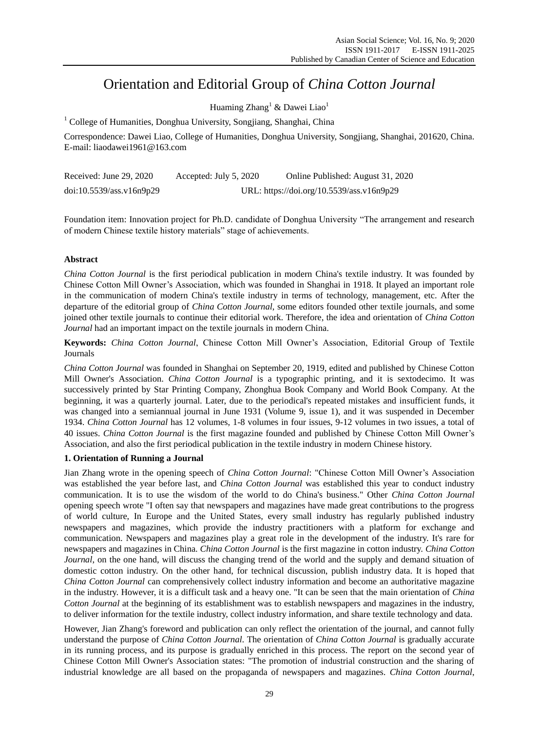# Orientation and Editorial Group of *China Cotton Journal*

Huaming Zhang[1] & Dawei Liao[1]

[1] College of Humanities, Donghua University, Songjiang, Shanghai, China

Correspondence: Dawei Liao, College of Humanities, Donghua University, Songjiang, Shanghai, 201620, China. E-mail: liaodawei1961@163.com

Received: June 29, 2020 Accepted: July 5, 2020 Online Published: August 31, 2020

doi:10.5539/ass.v16n9p29 URL: https://doi.org/10.5539/ass.v16n9p29

Foundation item: Innovation project for Ph.D. candidate of Donghua University "The arrangement and research of modern Chinese textile history materials" stage of achievements.

## Abstract

*China Cotton Journal* is the first periodical publication in modern China's textile industry. It was founded by Chinese Cotton Mill Owner's Association, which was founded in Shanghai in 1918. It played an important role in the communication of modern China's textile industry in terms of technology, management, etc. After the departure of the editorial group of *China Cotton Journal*, some editors founded other textile journals, and some joined other textile journals to continue their editorial work. Therefore, the idea and orientation of *China Cotton Journal* had an important impact on the textile journals in modern China.

**Keywords:** *China Cotton Journal*, Chinese Cotton Mill Owner's Association, Editorial Group of Textile Journals

*China Cotton Journal* was founded in Shanghai on September 20, 1919, edited and published by Chinese Cotton Mill Owner's Association. *China Cotton Journal* is a typographic printing, and it is sextodecimo. It was successively printed by Star Printing Company, Zhonghua Book Company and World Book Company. At the beginning, it was a quarterly journal. Later, due to the periodical's repeated mistakes and insufficient funds, it was changed into a semiannual journal in June 1931 (Volume 9, issue 1), and it was suspended in December 1934. *China Cotton Journal* has 12 volumes, 1-8 volumes in four issues, 9-12 volumes in two issues, a total of 40 issues. *China Cotton Journal* is the first magazine founded and published by Chinese Cotton Mill Owner's Association, and also the first periodical publication in the textile industry in modern Chinese history.

## 1. Orientation of Running a Journal

Jian Zhang wrote in the opening speech of *China Cotton Journal*: "Chinese Cotton Mill Owner's Association was established the year before last, and *China Cotton Journal* was established this year to conduct industry communication. It is to use the wisdom of the world to do China's business." Other *China Cotton Journal* opening speech wrote "I often say that newspapers and magazines have made great contributions to the progress of world culture, In Europe and the United States, every small industry has regularly published industry newspapers and magazines, which provide the industry practitioners with a platform for exchange and communication. Newspapers and magazines play a great role in the development of the industry. It's rare for newspapers and magazines in China. *China Cotton Journal* is the first magazine in cotton industry. *China Cotton Journal*, on the one hand, will discuss the changing trend of the world and the supply and demand situation of domestic cotton industry. On the other hand, for technical discussion, publish industry data. It is hoped that *China Cotton Journal* can comprehensively collect industry information and become an authoritative magazine in the industry. However, it is a difficult task and a heavy one. "It can be seen that the main orientation of *China Cotton Journal* at the beginning of its establishment was to establish newspapers and magazines in the industry, to deliver information for the textile industry, collect industry information, and share textile technology and data.

However, Jian Zhang's foreword and publication can only reflect the orientation of the journal, and cannot fully understand the purpose of *China Cotton Journal*. The orientation of *China Cotton Journal* is gradually accurate in its running process, and its purpose is gradually enriched in this process. The report on the second year of Chinese Cotton Mill Owner's Association states: "The promotion of industrial construction and the sharing of industrial knowledge are all based on the propaganda of newspapers and magazines. *China Cotton Journal*,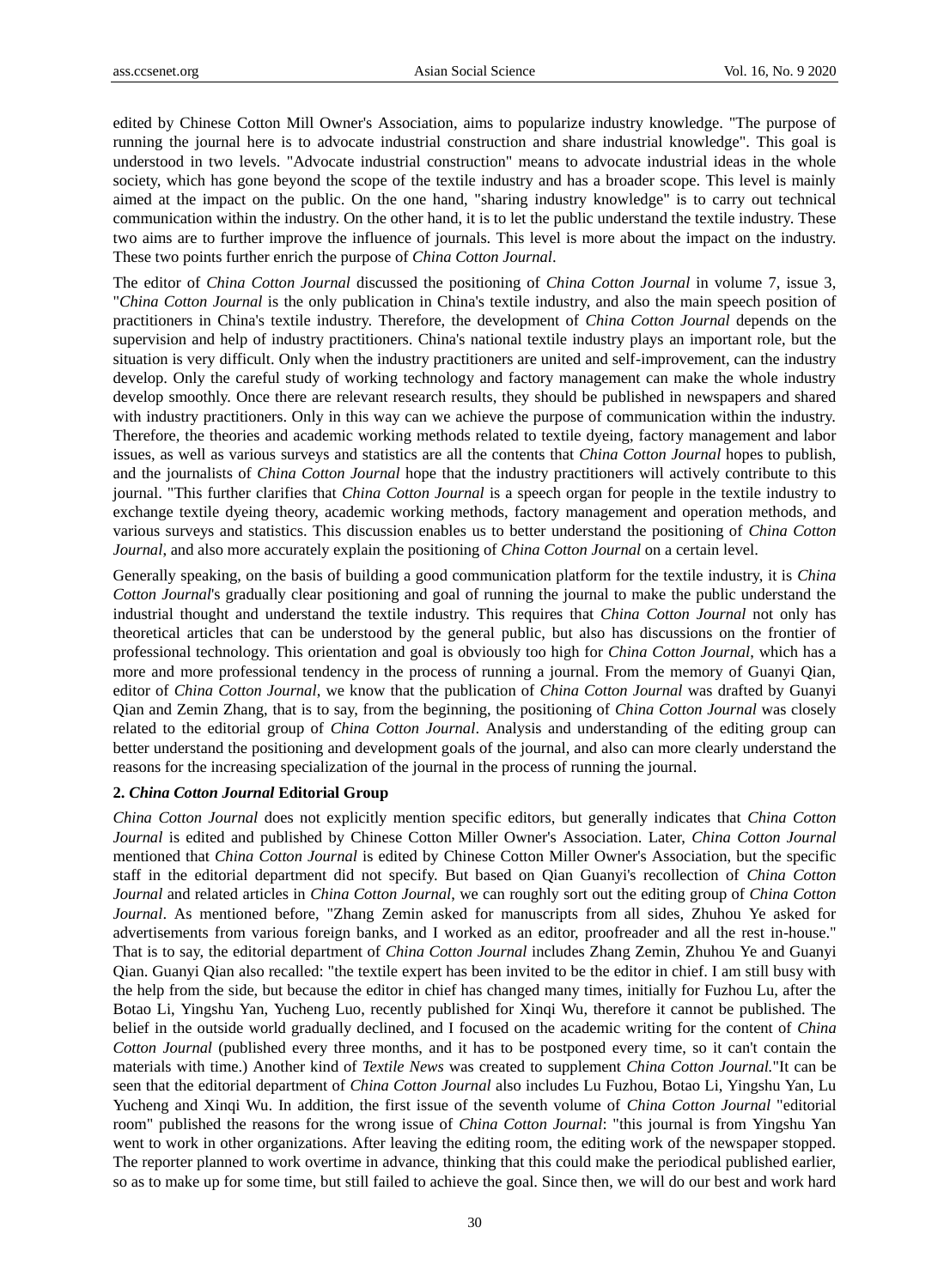edited by Chinese Cotton Mill Owner's Association, aims to popularize industry knowledge. "The purpose of running the journal here is to advocate industrial construction and share industrial knowledge". This goal is understood in two levels. "Advocate industrial construction" means to advocate industrial ideas in the whole society, which has gone beyond the scope of the textile industry and has a broader scope. This level is mainly aimed at the impact on the public. On the one hand, "sharing industry knowledge" is to carry out technical communication within the industry. On the other hand, it is to let the public understand the textile industry. These two aims are to further improve the influence of journals. This level is more about the impact on the industry. These two points further enrich the purpose of *China Cotton Journal*.

The editor of *China Cotton Journal* discussed the positioning of *China Cotton Journal* in volume 7, issue 3, "*China Cotton Journal* is the only publication in China's textile industry, and also the main speech position of practitioners in China's textile industry. Therefore, the development of *China Cotton Journal* depends on the supervision and help of industry practitioners. China's national textile industry plays an important role, but the situation is very difficult. Only when the industry practitioners are united and self-improvement, can the industry develop. Only the careful study of working technology and factory management can make the whole industry develop smoothly. Once there are relevant research results, they should be published in newspapers and shared with industry practitioners. Only in this way can we achieve the purpose of communication within the industry. Therefore, the theories and academic working methods related to textile dyeing, factory management and labor issues, as well as various surveys and statistics are all the contents that *China Cotton Journal* hopes to publish, and the journalists of *China Cotton Journal* hope that the industry practitioners will actively contribute to this journal. "This further clarifies that *China Cotton Journal* is a speech organ for people in the textile industry to exchange textile dyeing theory, academic working methods, factory management and operation methods, and various surveys and statistics. This discussion enables us to better understand the positioning of *China Cotton Journal*, and also more accurately explain the positioning of *China Cotton Journal* on a certain level.

Generally speaking, on the basis of building a good communication platform for the textile industry, it is *China Cotton Journal*'s gradually clear positioning and goal of running the journal to make the public understand the industrial thought and understand the textile industry. This requires that *China Cotton Journal* not only has theoretical articles that can be understood by the general public, but also has discussions on the frontier of professional technology. This orientation and goal is obviously too high for *China Cotton Journal*, which has a more and more professional tendency in the process of running a journal. From the memory of Guanyi Qian, editor of *China Cotton Journal*, we know that the publication of *China Cotton Journal* was drafted by Guanyi Qian and Zemin Zhang, that is to say, from the beginning, the positioning of *China Cotton Journal* was closely related to the editorial group of *China Cotton Journal*. Analysis and understanding of the editing group can better understand the positioning and development goals of the journal, and also can more clearly understand the reasons for the increasing specialization of the journal in the process of running the journal.

## 2. *China Cotton Journal* Editorial Group

*China Cotton Journal* does not explicitly mention specific editors, but generally indicates that *China Cotton Journal* is edited and published by Chinese Cotton Miller Owner's Association. Later, *China Cotton Journal* mentioned that *China Cotton Journal* is edited by Chinese Cotton Miller Owner's Association, but the specific staff in the editorial department did not specify. But based on Qian Guanyi's recollection of *China Cotton Journal* and related articles in *China Cotton Journal*, we can roughly sort out the editing group of *China Cotton Journal*. As mentioned before, "Zhang Zemin asked for manuscripts from all sides, Zhuhou Ye asked for advertisements from various foreign banks, and I worked as an editor, proofreader and all the rest in-house." That is to say, the editorial department of *China Cotton Journal* includes Zhang Zemin, Zhuhou Ye and Guanyi Qian. Guanyi Qian also recalled: "the textile expert has been invited to be the editor in chief. I am still busy with the help from the side, but because the editor in chief has changed many times, initially for Fuzhou Lu, after the Botao Li, Yingshu Yan, Yucheng Luo, recently published for Xinqi Wu, therefore it cannot be published. The belief in the outside world gradually declined, and I focused on the academic writing for the content of *China Cotton Journal* (published every three months, and it has to be postponed every time, so it can't contain the materials with time.) Another kind of *Textile News* was created to supplement *China Cotton Journal*."It can be seen that the editorial department of *China Cotton Journal* also includes Lu Fuzhou, Botao Li, Yingshu Yan, Lu Yucheng and Xinqi Wu. In addition, the first issue of the seventh volume of *China Cotton Journal* "editorial room" published the reasons for the wrong issue of *China Cotton Journal*: "this journal is from Yingshu Yan went to work in other organizations. After leaving the editing room, the editing work of the newspaper stopped. The reporter planned to work overtime in advance, thinking that this could make the periodical published earlier, so as to make up for some time, but still failed to achieve the goal. Since then, we will do our best and work hard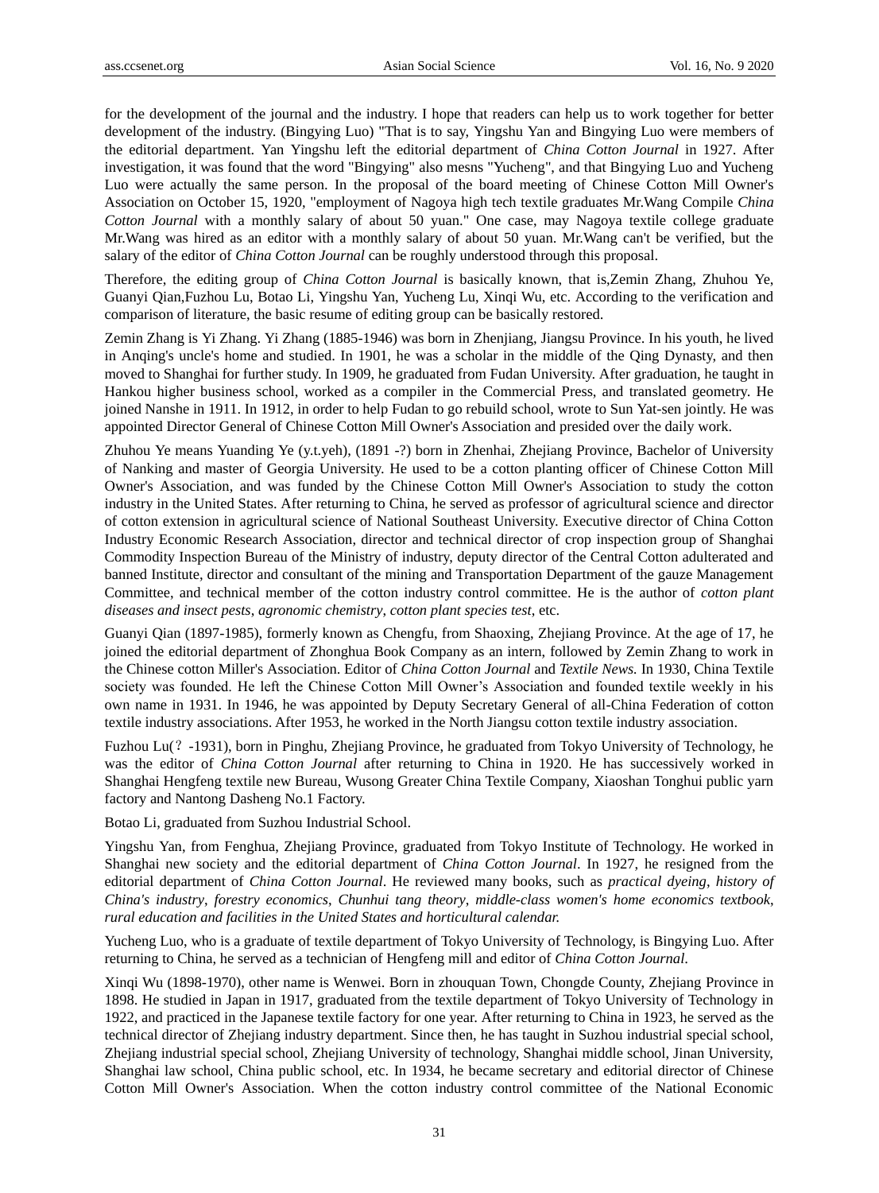for the development of the journal and the industry. I hope that readers can help us to work together for better development of the industry. (Bingying Luo) "That is to say, Yingshu Yan and Bingying Luo were members of the editorial department. Yan Yingshu left the editorial department of *China Cotton Journal* in 1927. After investigation, it was found that the word "Bingying" also mesns "Yucheng", and that Bingying Luo and Yucheng Luo were actually the same person. In the proposal of the board meeting of Chinese Cotton Mill Owner's Association on October 15, 1920, "employment of Nagoya high tech textile graduates Mr.Wang Compile *China Cotton Journal* with a monthly salary of about 50 yuan." One case, may Nagoya textile college graduate Mr.Wang was hired as an editor with a monthly salary of about 50 yuan. Mr.Wang can't be verified, but the salary of the editor of *China Cotton Journal* can be roughly understood through this proposal.

Therefore, the editing group of *China Cotton Journal* is basically known, that is,Zemin Zhang, Zhuhou Ye, Guanyi Qian,Fuzhou Lu, Botao Li, Yingshu Yan, Yucheng Lu, Xinqi Wu, etc. According to the verification and comparison of literature, the basic resume of editing group can be basically restored.

Zemin Zhang is Yi Zhang. Yi Zhang (1885-1946) was born in Zhenjiang, Jiangsu Province. In his youth, he lived in Anqing's uncle's home and studied. In 1901, he was a scholar in the middle of the Qing Dynasty, and then moved to Shanghai for further study. In 1909, he graduated from Fudan University. After graduation, he taught in Hankou higher business school, worked as a compiler in the Commercial Press, and translated geometry. He joined Nanshe in 1911. In 1912, in order to help Fudan to go rebuild school, wrote to Sun Yat-sen jointly. He was appointed Director General of Chinese Cotton Mill Owner's Association and presided over the daily work.

Zhuhou Ye means Yuanding Ye (y.t.yeh), (1891 -?) born in Zhenhai, Zhejiang Province, Bachelor of University of Nanking and master of Georgia University. He used to be a cotton planting officer of Chinese Cotton Mill Owner's Association, and was funded by the Chinese Cotton Mill Owner's Association to study the cotton industry in the United States. After returning to China, he served as professor of agricultural science and director of cotton extension in agricultural science of National Southeast University. Executive director of China Cotton Industry Economic Research Association, director and technical director of crop inspection group of Shanghai Commodity Inspection Bureau of the Ministry of industry, deputy director of the Central Cotton adulterated and banned Institute, director and consultant of the mining and Transportation Department of the gauze Management Committee, and technical member of the cotton industry control committee. He is the author of *cotton plant diseases and insect pests*, *agronomic chemistry*, *cotton plant species test*, etc.

Guanyi Qian (1897-1985), formerly known as Chengfu, from Shaoxing, Zhejiang Province. At the age of 17, he joined the editorial department of Zhonghua Book Company as an intern, followed by Zemin Zhang to work in the Chinese cotton Miller's Association. Editor of *China Cotton Journal* and *Textile News.* In 1930, China Textile society was founded. He left the Chinese Cotton Mill Owner's Association and founded textile weekly in his own name in 1931. In 1946, he was appointed by Deputy Secretary General of all-China Federation of cotton textile industry associations. After 1953, he worked in the North Jiangsu cotton textile industry association.

Fuzhou Lu(？-1931), born in Pinghu, Zhejiang Province, he graduated from Tokyo University of Technology, he was the editor of *China Cotton Journal* after returning to China in 1920. He has successively worked in Shanghai Hengfeng textile new Bureau, Wusong Greater China Textile Company, Xiaoshan Tonghui public yarn factory and Nantong Dasheng No.1 Factory.

Botao Li, graduated from Suzhou Industrial School.

Yingshu Yan, from Fenghua, Zhejiang Province, graduated from Tokyo Institute of Technology. He worked in Shanghai new society and the editorial department of *China Cotton Journal*. In 1927, he resigned from the editorial department of *China Cotton Journal*. He reviewed many books, such as *practical dyeing*, *history of China's industry*, *forestry economics*, *Chunhui tang theory*, *middle-class women's home economics textbook*, *rural education and facilities in the United States and horticultural calendar.*

Yucheng Luo, who is a graduate of textile department of Tokyo University of Technology, is Bingying Luo. After returning to China, he served as a technician of Hengfeng mill and editor of *China Cotton Journal*.

Xinqi Wu (1898-1970), other name is Wenwei. Born in zhouquan Town, Chongde County, Zhejiang Province in 1898. He studied in Japan in 1917, graduated from the textile department of Tokyo University of Technology in 1922, and practiced in the Japanese textile factory for one year. After returning to China in 1923, he served as the technical director of Zhejiang industry department. Since then, he has taught in Suzhou industrial special school, Zhejiang industrial special school, Zhejiang University of technology, Shanghai middle school, Jinan University, Shanghai law school, China public school, etc. In 1934, he became secretary and editorial director of Chinese Cotton Mill Owner's Association. When the cotton industry control committee of the National Economic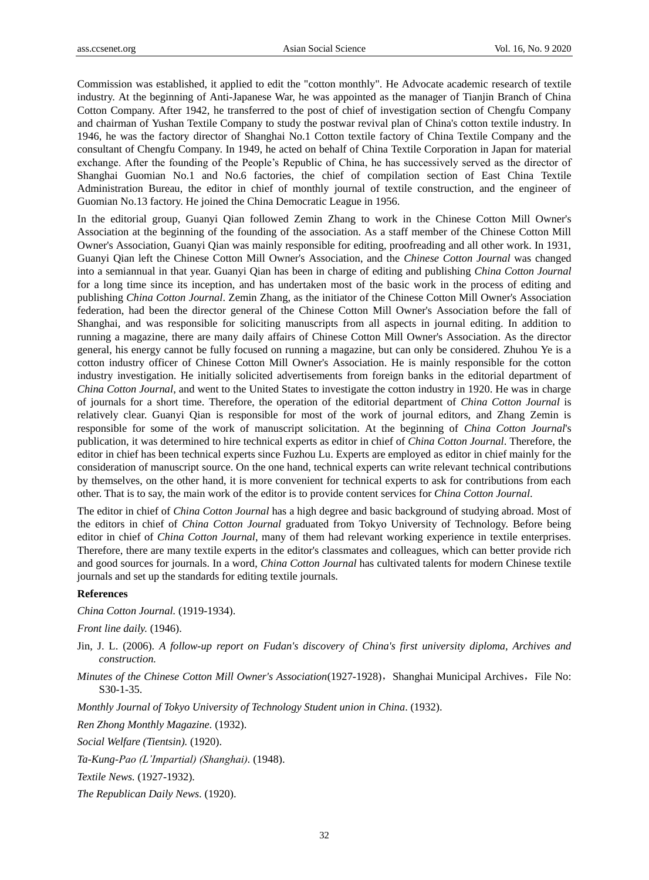Commission was established, it applied to edit the "cotton monthly". He Advocate academic research of textile industry. At the beginning of Anti-Japanese War, he was appointed as the manager of Tianjin Branch of China Cotton Company. After 1942, he transferred to the post of chief of investigation section of Chengfu Company and chairman of Yushan Textile Company to study the postwar revival plan of China's cotton textile industry. In 1946, he was the factory director of Shanghai No.1 Cotton textile factory of China Textile Company and the consultant of Chengfu Company. In 1949, he acted on behalf of China Textile Corporation in Japan for material exchange. After the founding of the People's Republic of China, he has successively served as the director of Shanghai Guomian No.1 and No.6 factories, the chief of compilation section of East China Textile Administration Bureau, the editor in chief of monthly journal of textile construction, and the engineer of Guomian No.13 factory. He joined the China Democratic League in 1956.

In the editorial group, Guanyi Qian followed Zemin Zhang to work in the Chinese Cotton Mill Owner's Association at the beginning of the founding of the association. As a staff member of the Chinese Cotton Mill Owner's Association, Guanyi Qian was mainly responsible for editing, proofreading and all other work. In 1931, Guanyi Qian left the Chinese Cotton Mill Owner's Association, and the *Chinese Cotton Journal* was changed into a semiannual in that year. Guanyi Qian has been in charge of editing and publishing *China Cotton Journal* for a long time since its inception, and has undertaken most of the basic work in the process of editing and publishing *China Cotton Journal*. Zemin Zhang, as the initiator of the Chinese Cotton Mill Owner's Association federation, had been the director general of the Chinese Cotton Mill Owner's Association before the fall of Shanghai, and was responsible for soliciting manuscripts from all aspects in journal editing. In addition to running a magazine, there are many daily affairs of Chinese Cotton Mill Owner's Association. As the director general, his energy cannot be fully focused on running a magazine, but can only be considered. Zhuhou Ye is a cotton industry officer of Chinese Cotton Mill Owner's Association. He is mainly responsible for the cotton industry investigation. He initially solicited advertisements from foreign banks in the editorial department of *China Cotton Journal*, and went to the United States to investigate the cotton industry in 1920. He was in charge of journals for a short time. Therefore, the operation of the editorial department of *China Cotton Journal* is relatively clear. Guanyi Qian is responsible for most of the work of journal editors, and Zhang Zemin is responsible for some of the work of manuscript solicitation. At the beginning of *China Cotton Journal*'s publication, it was determined to hire technical experts as editor in chief of *China Cotton Journal*. Therefore, the editor in chief has been technical experts since Fuzhou Lu. Experts are employed as editor in chief mainly for the consideration of manuscript source. On the one hand, technical experts can write relevant technical contributions by themselves, on the other hand, it is more convenient for technical experts to ask for contributions from each other. That is to say, the main work of the editor is to provide content services for *China Cotton Journal*.

The editor in chief of *China Cotton Journal* has a high degree and basic background of studying abroad. Most of the editors in chief of *China Cotton Journal* graduated from Tokyo University of Technology. Before being editor in chief of *China Cotton Journal*, many of them had relevant working experience in textile enterprises. Therefore, there are many textile experts in the editor's classmates and colleagues, which can better provide rich and good sources for journals. In a word, *China Cotton Journal* has cultivated talents for modern Chinese textile journals and set up the standards for editing textile journals.

**References**

*China Cotton Journal.* (1919-1934).

*Front line daily.* (1946).

Jin, J. L. (2006). *A follow-up report on Fudan's discovery of China's first university diploma, Archives and construction.*

*Minutes of the Chinese Cotton Mill Owner's Association*(1927-1928)，Shanghai Municipal Archives，File No: S30-1-35.

*Monthly Journal of Tokyo University of Technology Student union in China*. (1932).

*Ren Zhong Monthly Magazine*. (1932).

*Social Welfare (Tientsin).* (1920).

*Ta-Kung-Pao (L'Impartial) (Shanghai)*. (1948).

*Textile News.* (1927-1932).

*The Republican Daily News.* (1920).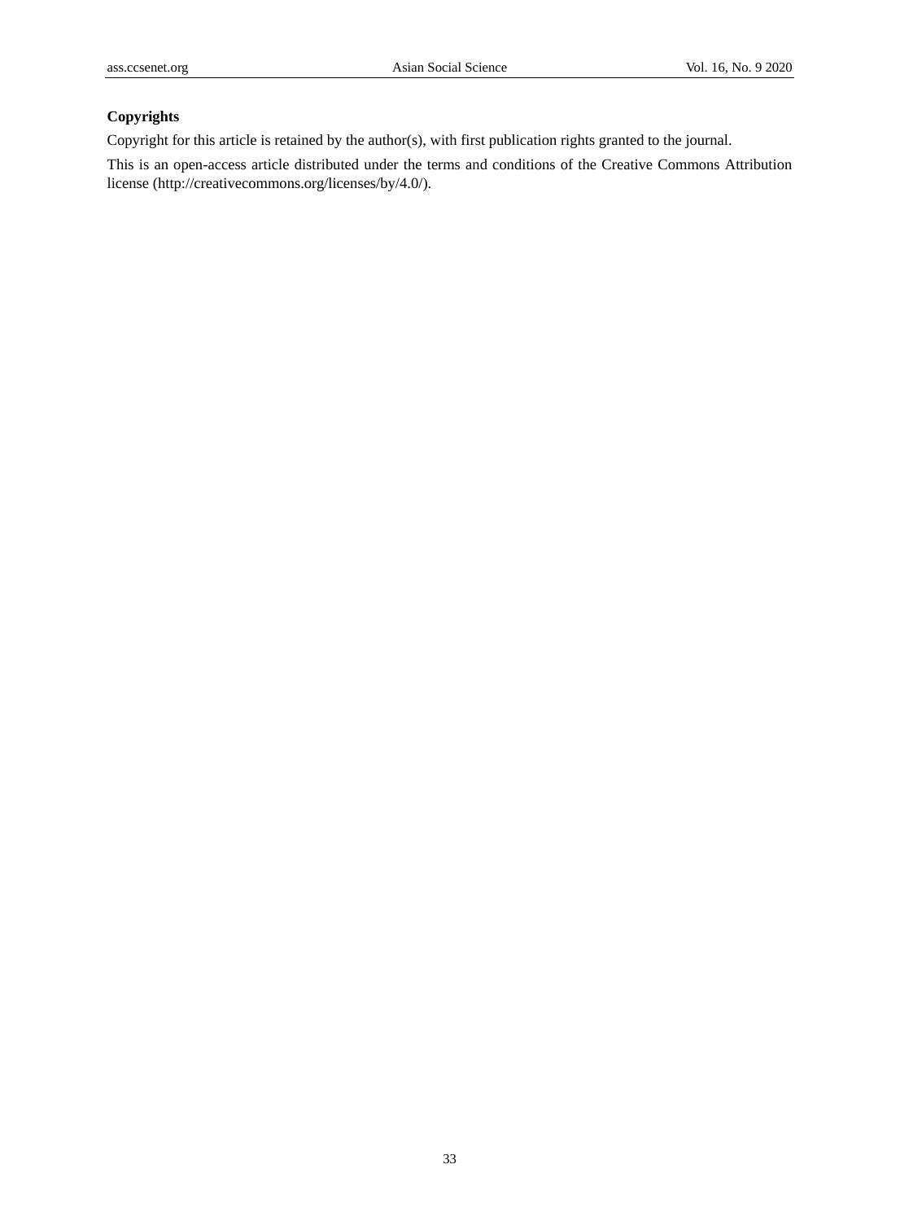## Copyrights

Copyright for this article is retained by the author(s), with first publication rights granted to the journal.

This is an open-access article distributed under the terms and conditions of the Creative Commons Attribution license (http://creativecommons.org/licenses/by/4.0/).